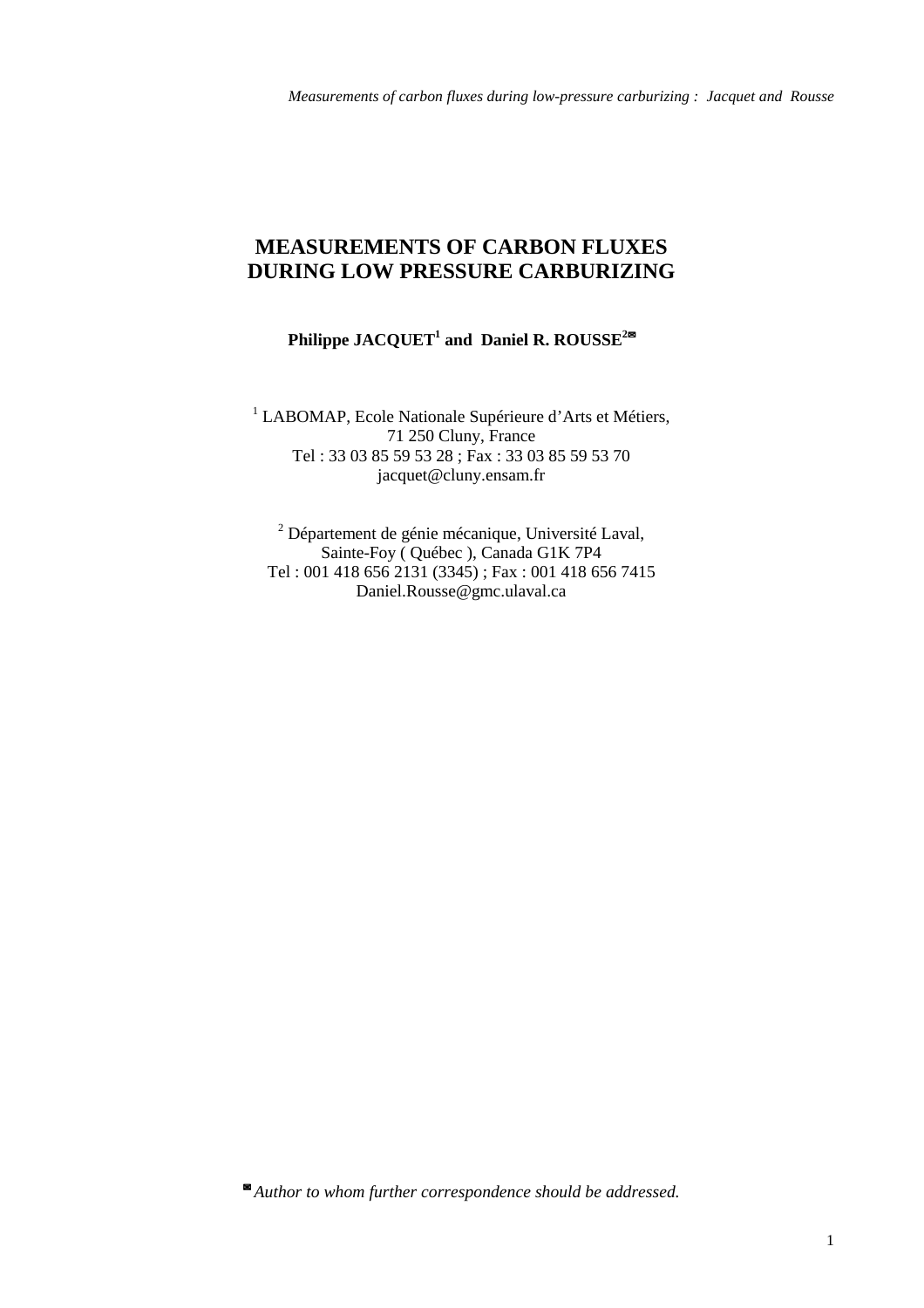# MEASUREMENTS OF CARBON FLUXES DURING LOW PRESSURE CARBURIZING

**Philippe JACQUET[1] and Daniel R. ROUSSE[2]✉**

[1] LABOMAP, Ecole Nationale Supérieure d'Arts et Métiers,
71 250 Cluny, France
Tel : 33 03 85 59 53 28 ; Fax : 33 03 85 59 53 70
jacquet@cluny.ensam.fr

[2] Département de génie mécanique, Université Laval,
Sainte-Foy ( Québec ), Canada G1K 7P4
Tel : 001 418 656 2131 (3345) ; Fax : 001 418 656 7415
Daniel.Rousse@gmc.ulaval.ca

✉ *Author to whom further correspondence should be addressed.*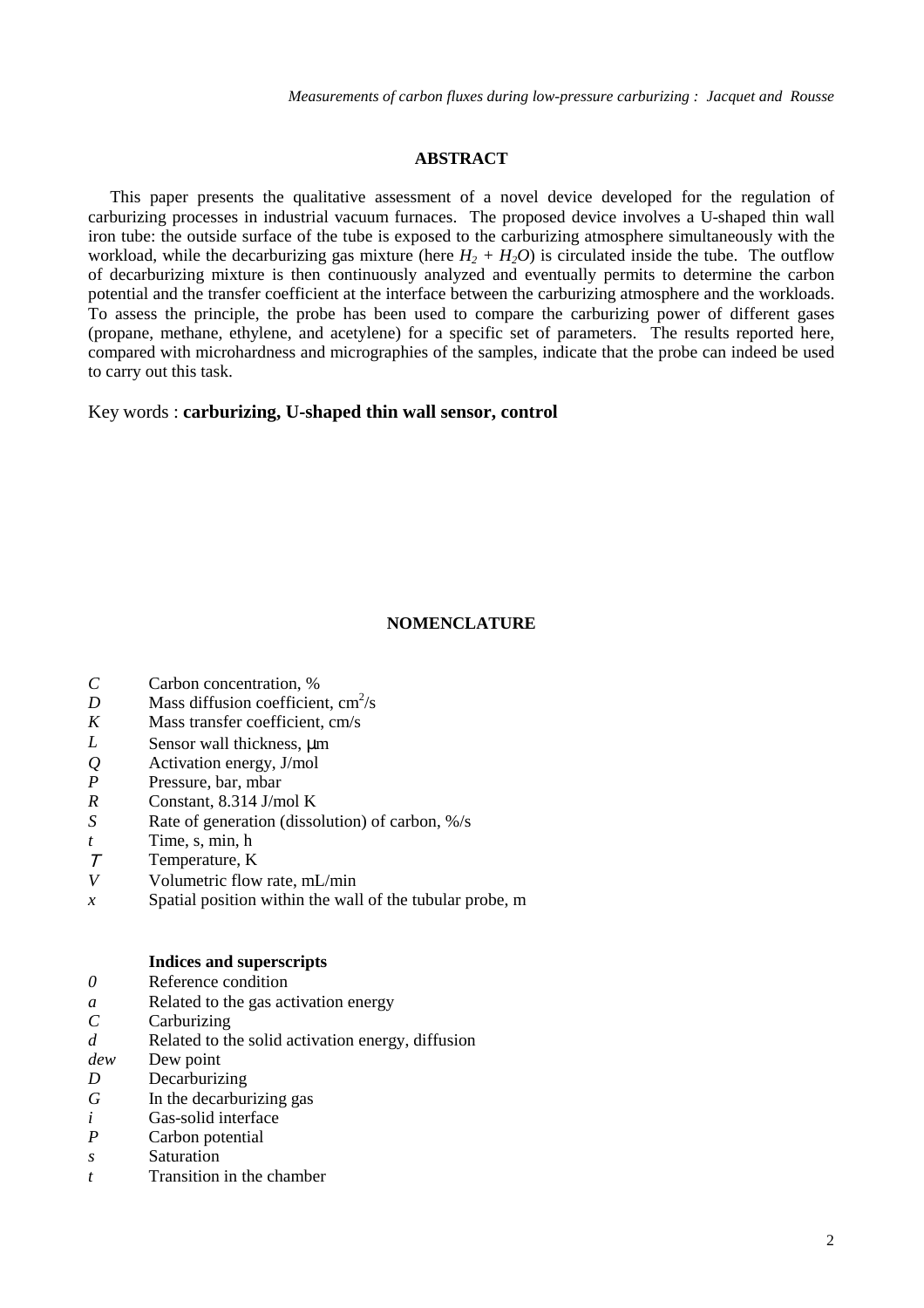## ABSTRACT

This paper presents the qualitative assessment of a novel device developed for the regulation of carburizing processes in industrial vacuum furnaces. The proposed device involves a U-shaped thin wall iron tube: the outside surface of the tube is exposed to the carburizing atmosphere simultaneously with the workload, while the decarburizing gas mixture (here $H_2 + H_2O$) is circulated inside the tube. The outflow of decarburizing mixture is then continuously analyzed and eventually permits to determine the carbon potential and the transfer coefficient at the interface between the carburizing atmosphere and the workloads. To assess the principle, the probe has been used to compare the carburizing power of different gases (propane, methane, ethylene, and acetylene) for a specific set of parameters. The results reported here, compared with microhardness and micrographies of the samples, indicate that the probe can indeed be used to carry out this task.

Key words : **carburizing, U-shaped thin wall sensor, control**

## NOMENCLATURE

| | |
|---|---|
| $C$ | Carbon concentration, % |
| $D$ | Mass diffusion coefficient, $cm^2/s$ |
| $K$ | Mass transfer coefficient, cm/s |
| $L$ | Sensor wall thickness, μm |
| $Q$ | Activation energy, J/mol |
| $P$ | Pressure, bar, mbar |
| $R$ | Constant, 8.314 J/mol K |
| $S$ | Rate of generation (dissolution) of carbon, %/s |
| $t$ | Time, s, min, h |
| $T$ | Temperature, K |
| $V$ | Volumetric flow rate, mL/min |
| $x$ | Spatial position within the wall of the tubular probe, m |

**Indices and superscripts**

| | |
|---|---|
| $0$ | Reference condition |
| $a$ | Related to the gas activation energy |
| $C$ | Carburizing |
| $d$ | Related to the solid activation energy, diffusion |
| $dew$ | Dew point |
| $D$ | Decarburizing |
| $G$ | In the decarburizing gas |
| $i$ | Gas-solid interface |
| $P$ | Carbon potential |
| $s$ | Saturation |
| $t$ | Transition in the chamber |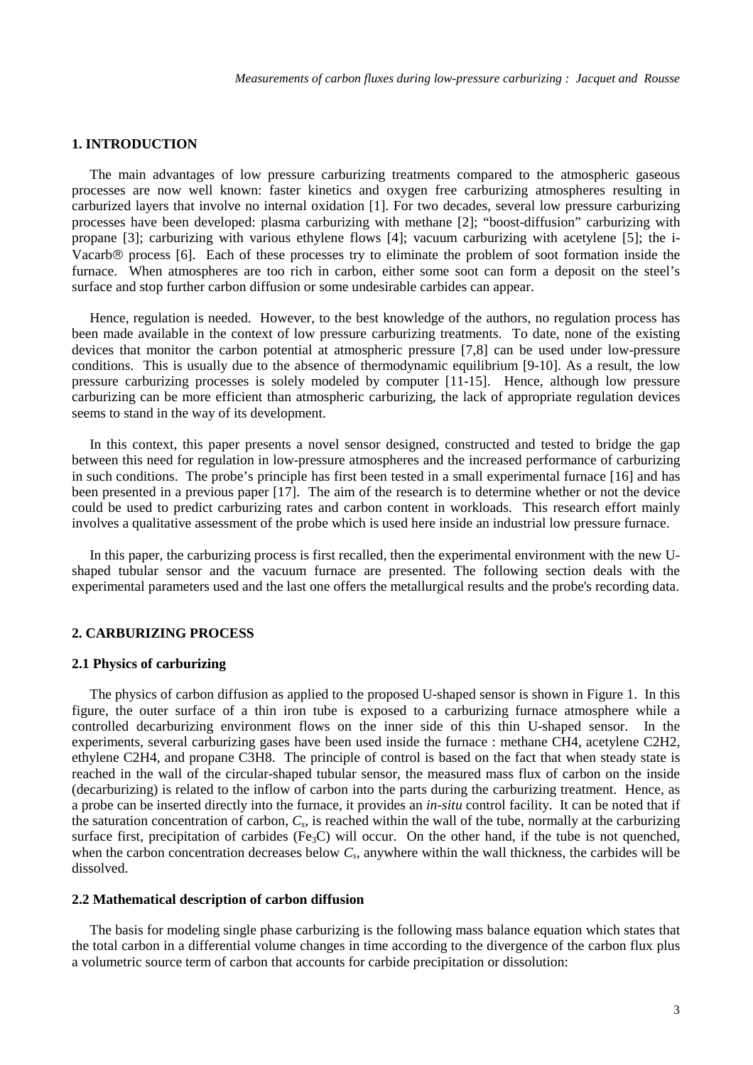## 1. INTRODUCTION

The main advantages of low pressure carburizing treatments compared to the atmospheric gaseous processes are now well known: faster kinetics and oxygen free carburizing atmospheres resulting in carburized layers that involve no internal oxidation [1]. For two decades, several low pressure carburizing processes have been developed: plasma carburizing with methane [2]; "boost-diffusion" carburizing with propane [3]; carburizing with various ethylene flows [4]; vacuum carburizing with acetylene [5]; the i-Vacarb® process [6]. Each of these processes try to eliminate the problem of soot formation inside the furnace. When atmospheres are too rich in carbon, either some soot can form a deposit on the steel's surface and stop further carbon diffusion or some undesirable carbides can appear.

Hence, regulation is needed. However, to the best knowledge of the authors, no regulation process has been made available in the context of low pressure carburizing treatments. To date, none of the existing devices that monitor the carbon potential at atmospheric pressure [7,8] can be used under low-pressure conditions. This is usually due to the absence of thermodynamic equilibrium [9-10]. As a result, the low pressure carburizing processes is solely modeled by computer [11-15]. Hence, although low pressure carburizing can be more efficient than atmospheric carburizing, the lack of appropriate regulation devices seems to stand in the way of its development.

In this context, this paper presents a novel sensor designed, constructed and tested to bridge the gap between this need for regulation in low-pressure atmospheres and the increased performance of carburizing in such conditions. The probe's principle has first been tested in a small experimental furnace [16] and has been presented in a previous paper [17]. The aim of the research is to determine whether or not the device could be used to predict carburizing rates and carbon content in workloads. This research effort mainly involves a qualitative assessment of the probe which is used here inside an industrial low pressure furnace.

In this paper, the carburizing process is first recalled, then the experimental environment with the new U-shaped tubular sensor and the vacuum furnace are presented. The following section deals with the experimental parameters used and the last one offers the metallurgical results and the probe's recording data.

## 2. CARBURIZING PROCESS

### 2.1 Physics of carburizing

The physics of carbon diffusion as applied to the proposed U-shaped sensor is shown in Figure 1. In this figure, the outer surface of a thin iron tube is exposed to a carburizing furnace atmosphere while a controlled decarburizing environment flows on the inner side of this thin U-shaped sensor. In the experiments, several carburizing gases have been used inside the furnace : methane $CH_4$, acetylene $C_2H_2$, ethylene $C_2H_4$, and propane $C_3H_8$. The principle of control is based on the fact that when steady state is reached in the wall of the circular-shaped tubular sensor, the measured mass flux of carbon on the inside (decarburizing) is related to the inflow of carbon into the parts during the carburizing treatment. Hence, as a probe can be inserted directly into the furnace, it provides an *in-situ* control facility. It can be noted that if the saturation concentration of carbon, $C_s$, is reached within the wall of the tube, normally at the carburizing surface first, precipitation of carbides ($Fe_3C$) will occur. On the other hand, if the tube is not quenched, when the carbon concentration decreases below $C_s$, anywhere within the wall thickness, the carbides will be dissolved.

### 2.2 Mathematical description of carbon diffusion

The basis for modeling single phase carburizing is the following mass balance equation which states that the total carbon in a differential volume changes in time according to the divergence of the carbon flux plus a volumetric source term of carbon that accounts for carbide precipitation or dissolution: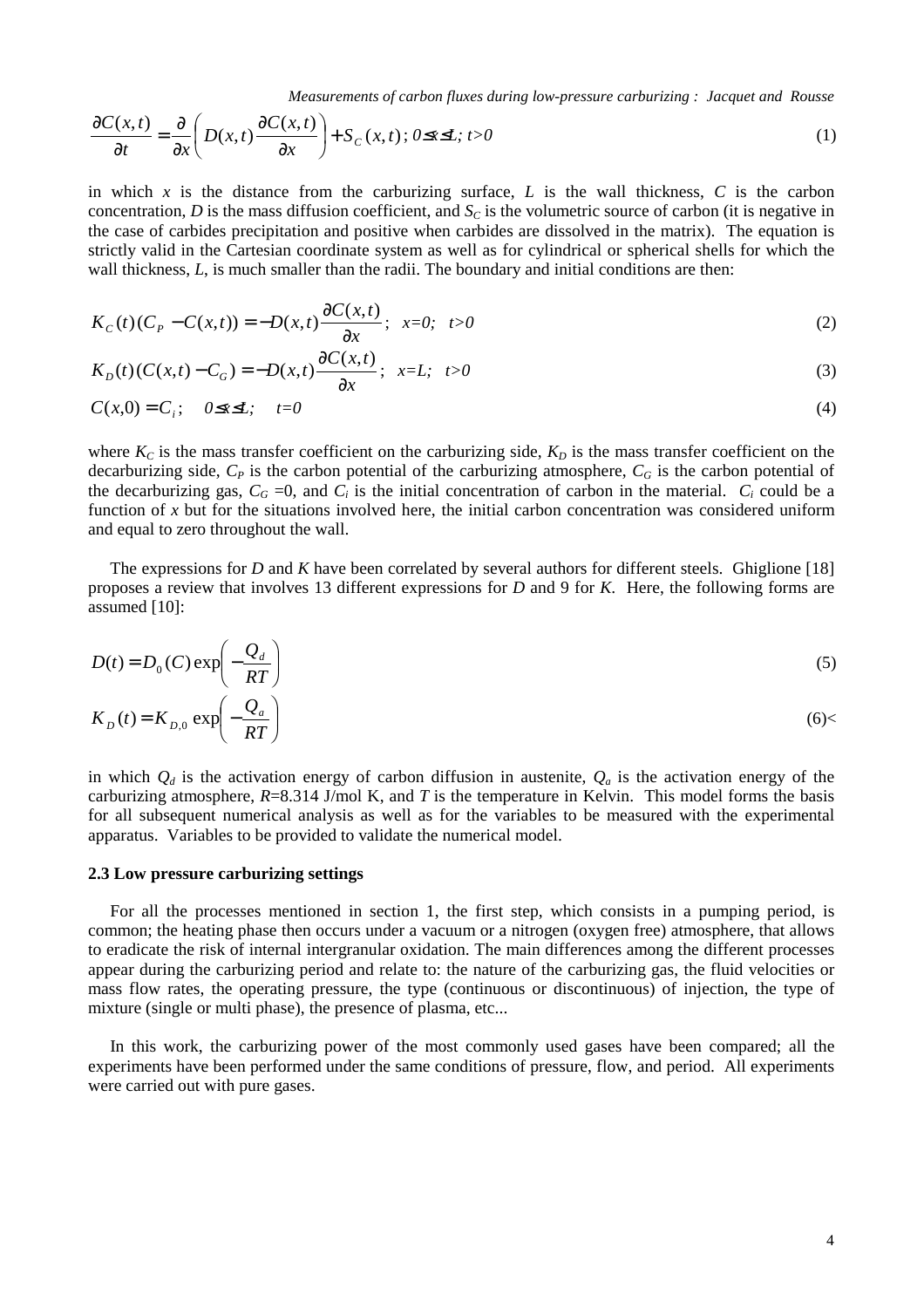$$\frac{\partial C(x,t)}{\partial t} = \frac{\partial}{\partial x}\left( D(x,t)\frac{\partial C(x,t)}{\partial x} \right) + S_C(x,t)\,;\; 0 \leq x \leq L;\; t>0 \tag{1}$$

in which $x$ is the distance from the carburizing surface, $L$ is the wall thickness, $C$ is the carbon concentration, $D$ is the mass diffusion coefficient, and $S_C$ is the volumetric source of carbon (it is negative in the case of carbides precipitation and positive when carbides are dissolved in the matrix). The equation is strictly valid in the Cartesian coordinate system as well as for cylindrical or spherical shells for which the wall thickness, $L$, is much smaller than the radii. The boundary and initial conditions are then:

$$K_C(t)(C_P - C(x,t)) = -D(x,t)\frac{\partial C(x,t)}{\partial x};\;\; x=0;\;\; t>0 \tag{2}$$

$$K_D(t)(C(x,t) - C_G) = -D(x,t)\frac{\partial C(x,t)}{\partial x};\;\; x=L;\;\; t>0 \tag{3}$$

$$C(x,0) = C_i;\quad 0 \leq x \leq L;\quad t=0 \tag{4}$$

where $K_C$ is the mass transfer coefficient on the carburizing side, $K_D$ is the mass transfer coefficient on the decarburizing side, $C_P$ is the carbon potential of the carburizing atmosphere, $C_G$ is the carbon potential of the decarburizing gas, $C_G = 0$, and $C_i$ is the initial concentration of carbon in the material. $C_i$ could be a function of $x$ but for the situations involved here, the initial carbon concentration was considered uniform and equal to zero throughout the wall.

The expressions for $D$ and $K$ have been correlated by several authors for different steels. Ghiglione [18] proposes a review that involves 13 different expressions for $D$ and 9 for $K$. Here, the following forms are assumed [10]:

$$D(t) = D_0(C)\exp\left(-\frac{Q_d}{RT}\right) \tag{5}$$

$$K_D(t) = K_{D,0}\exp\left(-\frac{Q_a}{RT}\right) \tag{6}$$

in which $Q_d$ is the activation energy of carbon diffusion in austenite, $Q_a$ is the activation energy of the carburizing atmosphere, $R$=8.314 J/mol K, and $T$ is the temperature in Kelvin. This model forms the basis for all subsequent numerical analysis as well as for the variables to be measured with the experimental apparatus. Variables to be provided to validate the numerical model.

### 2.3 Low pressure carburizing settings

For all the processes mentioned in section 1, the first step, which consists in a pumping period, is common; the heating phase then occurs under a vacuum or a nitrogen (oxygen free) atmosphere, that allows to eradicate the risk of internal intergranular oxidation. The main differences among the different processes appear during the carburizing period and relate to: the nature of the carburizing gas, the fluid velocities or mass flow rates, the operating pressure, the type (continuous or discontinuous) of injection, the type of mixture (single or multi phase), the presence of plasma, etc...

In this work, the carburizing power of the most commonly used gases have been compared; all the experiments have been performed under the same conditions of pressure, flow, and period. All experiments were carried out with pure gases.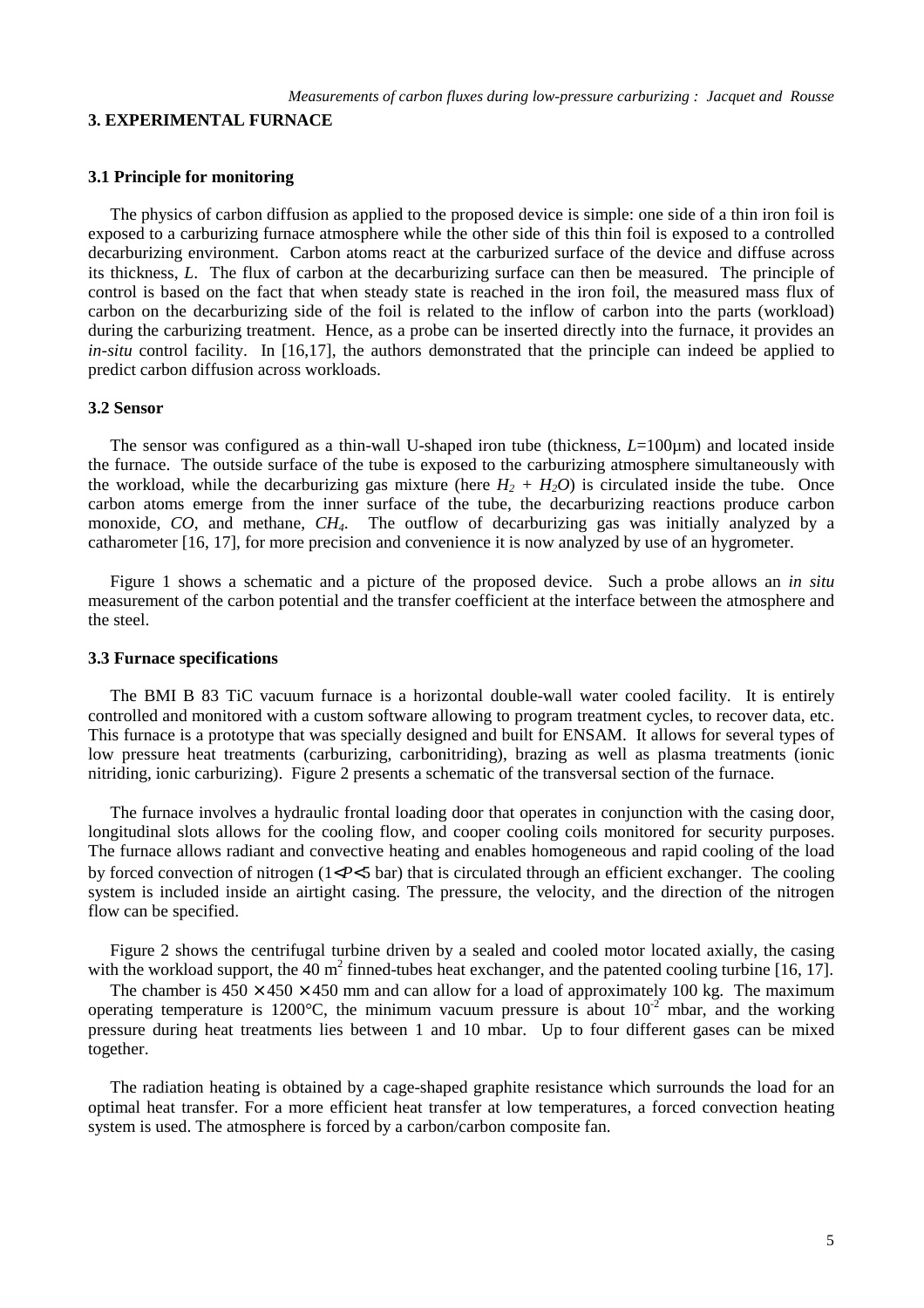## 3. EXPERIMENTAL FURNACE

### 3.1 Principle for monitoring

The physics of carbon diffusion as applied to the proposed device is simple: one side of a thin iron foil is exposed to a carburizing furnace atmosphere while the other side of this thin foil is exposed to a controlled decarburizing environment. Carbon atoms react at the carburized surface of the device and diffuse across its thickness, $L$. The flux of carbon at the decarburizing surface can then be measured. The principle of control is based on the fact that when steady state is reached in the iron foil, the measured mass flux of carbon on the decarburizing side of the foil is related to the inflow of carbon into the parts (workload) during the carburizing treatment. Hence, as a probe can be inserted directly into the furnace, it provides an *in-situ* control facility. In [16,17], the authors demonstrated that the principle can indeed be applied to predict carbon diffusion across workloads.

### 3.2 Sensor

The sensor was configured as a thin-wall U-shaped iron tube (thickness, $L$=100µm) and located inside the furnace. The outside surface of the tube is exposed to the carburizing atmosphere simultaneously with the workload, while the decarburizing gas mixture (here $H_2 + H_2O$) is circulated inside the tube. Once carbon atoms emerge from the inner surface of the tube, the decarburizing reactions produce carbon monoxide, $CO$, and methane, $CH_4$. The outflow of decarburizing gas was initially analyzed by a catharometer [16, 17], for more precision and convenience it is now analyzed by use of an hygrometer.

Figure 1 shows a schematic and a picture of the proposed device. Such a probe allows an *in situ* measurement of the carbon potential and the transfer coefficient at the interface between the atmosphere and the steel.

### 3.3 Furnace specifications

The BMI B 83 TiC vacuum furnace is a horizontal double-wall water cooled facility. It is entirely controlled and monitored with a custom software allowing to program treatment cycles, to recover data, etc. This furnace is a prototype that was specially designed and built for ENSAM. It allows for several types of low pressure heat treatments (carburizing, carbonitriding), brazing as well as plasma treatments (ionic nitriding, ionic carburizing). Figure 2 presents a schematic of the transversal section of the furnace.

The furnace involves a hydraulic frontal loading door that operates in conjunction with the casing door, longitudinal slots allows for the cooling flow, and cooper cooling coils monitored for security purposes. The furnace allows radiant and convective heating and enables homogeneous and rapid cooling of the load by forced convection of nitrogen ($1<P<5$ bar) that is circulated through an efficient exchanger. The cooling system is included inside an airtight casing. The pressure, the velocity, and the direction of the nitrogen flow can be specified.

Figure 2 shows the centrifugal turbine driven by a sealed and cooled motor located axially, the casing with the workload support, the 40 m$^2$ finned-tubes heat exchanger, and the patented cooling turbine [16, 17].

The chamber is $450 \times 450 \times 450$ mm and can allow for a load of approximately 100 kg. The maximum operating temperature is 1200°C, the minimum vacuum pressure is about $10^{-2}$ mbar, and the working pressure during heat treatments lies between 1 and 10 mbar. Up to four different gases can be mixed together.

The radiation heating is obtained by a cage-shaped graphite resistance which surrounds the load for an optimal heat transfer. For a more efficient heat transfer at low temperatures, a forced convection heating system is used. The atmosphere is forced by a carbon/carbon composite fan.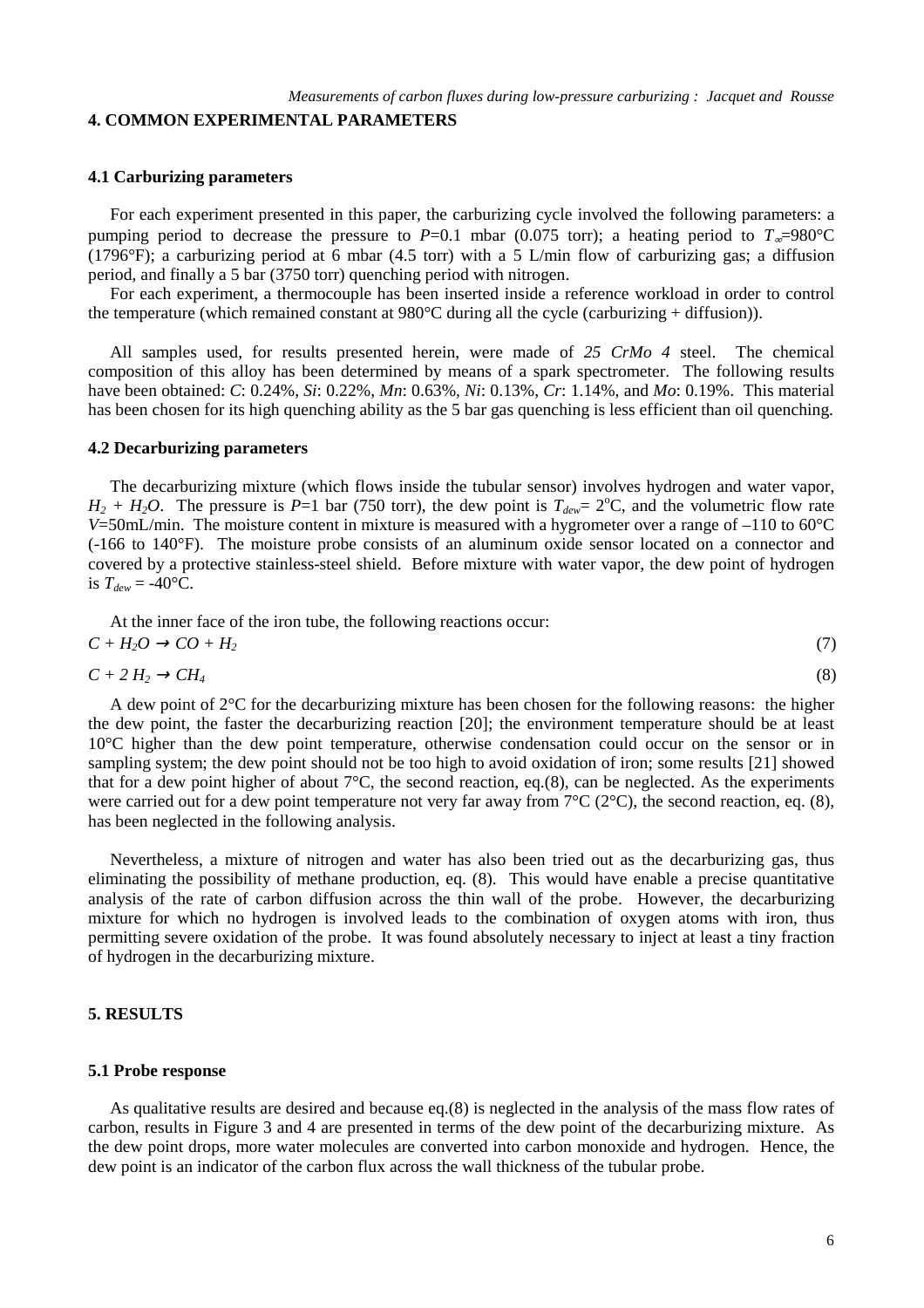## 4. COMMON EXPERIMENTAL PARAMETERS

### 4.1 Carburizing parameters

For each experiment presented in this paper, the carburizing cycle involved the following parameters: a pumping period to decrease the pressure to $P$=0.1 mbar (0.075 torr); a heating period to $T_\infty$=980°C (1796°F); a carburizing period at 6 mbar (4.5 torr) with a 5 L/min flow of carburizing gas; a diffusion period, and finally a 5 bar (3750 torr) quenching period with nitrogen.

For each experiment, a thermocouple has been inserted inside a reference workload in order to control the temperature (which remained constant at 980°C during all the cycle (carburizing + diffusion)).

All samples used, for results presented herein, were made of *25 CrMo 4* steel. The chemical composition of this alloy has been determined by means of a spark spectrometer. The following results have been obtained: *C*: 0.24%, *Si*: 0.22%, *Mn*: 0.63%, *Ni*: 0.13%, *Cr*: 1.14%, and *Mo*: 0.19%. This material has been chosen for its high quenching ability as the 5 bar gas quenching is less efficient than oil quenching.

### 4.2 Decarburizing parameters

The decarburizing mixture (which flows inside the tubular sensor) involves hydrogen and water vapor, $H_2 + H_2O$. The pressure is $P$=1 bar (750 torr), the dew point is $T_{dew}$= 2°C, and the volumetric flow rate $V$=50mL/min. The moisture content in mixture is measured with a hygrometer over a range of –110 to 60°C (-166 to 140°F). The moisture probe consists of an aluminum oxide sensor located on a connector and covered by a protective stainless-steel shield. Before mixture with water vapor, the dew point of hydrogen is $T_{dew}$ = -40°C.

At the inner face of the iron tube, the following reactions occur:

$$C + H_2O \rightarrow CO + H_2 \tag{7}$$

$$C + 2\,H_2 \rightarrow CH_4 \tag{8}$$

A dew point of 2°C for the decarburizing mixture has been chosen for the following reasons: the higher the dew point, the faster the decarburizing reaction [20]; the environment temperature should be at least 10°C higher than the dew point temperature, otherwise condensation could occur on the sensor or in sampling system; the dew point should not be too high to avoid oxidation of iron; some results [21] showed that for a dew point higher of about 7°C, the second reaction, eq.(8), can be neglected. As the experiments were carried out for a dew point temperature not very far away from 7°C (2°C), the second reaction, eq. (8), has been neglected in the following analysis.

Nevertheless, a mixture of nitrogen and water has also been tried out as the decarburizing gas, thus eliminating the possibility of methane production, eq. (8). This would have enable a precise quantitative analysis of the rate of carbon diffusion across the thin wall of the probe. However, the decarburizing mixture for which no hydrogen is involved leads to the combination of oxygen atoms with iron, thus permitting severe oxidation of the probe. It was found absolutely necessary to inject at least a tiny fraction of hydrogen in the decarburizing mixture.

## 5. RESULTS

### 5.1 Probe response

As qualitative results are desired and because eq.(8) is neglected in the analysis of the mass flow rates of carbon, results in Figure 3 and 4 are presented in terms of the dew point of the decarburizing mixture. As the dew point drops, more water molecules are converted into carbon monoxide and hydrogen. Hence, the dew point is an indicator of the carbon flux across the wall thickness of the tubular probe.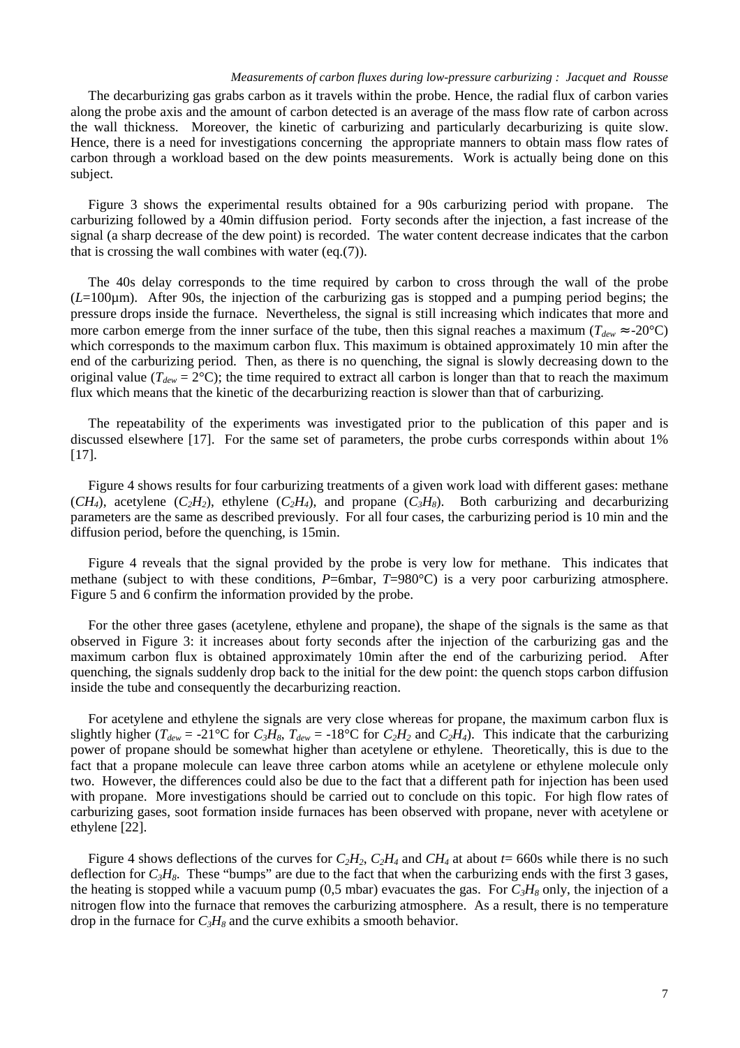The decarburizing gas grabs carbon as it travels within the probe. Hence, the radial flux of carbon varies along the probe axis and the amount of carbon detected is an average of the mass flow rate of carbon across the wall thickness. Moreover, the kinetic of carburizing and particularly decarburizing is quite slow. Hence, there is a need for investigations concerning the appropriate manners to obtain mass flow rates of carbon through a workload based on the dew points measurements. Work is actually being done on this subject.

Figure 3 shows the experimental results obtained for a 90s carburizing period with propane. The carburizing followed by a 40min diffusion period. Forty seconds after the injection, a fast increase of the signal (a sharp decrease of the dew point) is recorded. The water content decrease indicates that the carbon that is crossing the wall combines with water (eq.(7)).

The 40s delay corresponds to the time required by carbon to cross through the wall of the probe ($L$=100µm). After 90s, the injection of the carburizing gas is stopped and a pumping period begins; the pressure drops inside the furnace. Nevertheless, the signal is still increasing which indicates that more and more carbon emerge from the inner surface of the tube, then this signal reaches a maximum ($T_{dew} \approx$-20°C) which corresponds to the maximum carbon flux. This maximum is obtained approximately 10 min after the end of the carburizing period. Then, as there is no quenching, the signal is slowly decreasing down to the original value ($T_{dew}$ = 2°C); the time required to extract all carbon is longer than that to reach the maximum flux which means that the kinetic of the decarburizing reaction is slower than that of carburizing.

The repeatability of the experiments was investigated prior to the publication of this paper and is discussed elsewhere [17]. For the same set of parameters, the probe curbs corresponds within about 1% [17].

Figure 4 shows results for four carburizing treatments of a given work load with different gases: methane ($CH_4$), acetylene ($C_2H_2$), ethylene ($C_2H_4$), and propane ($C_3H_8$). Both carburizing and decarburizing parameters are the same as described previously. For all four cases, the carburizing period is 10 min and the diffusion period, before the quenching, is 15min.

Figure 4 reveals that the signal provided by the probe is very low for methane. This indicates that methane (subject to with these conditions, $P$=6mbar, $T$=980°C) is a very poor carburizing atmosphere. Figure 5 and 6 confirm the information provided by the probe.

For the other three gases (acetylene, ethylene and propane), the shape of the signals is the same as that observed in Figure 3: it increases about forty seconds after the injection of the carburizing gas and the maximum carbon flux is obtained approximately 10min after the end of the carburizing period. After quenching, the signals suddenly drop back to the initial for the dew point: the quench stops carbon diffusion inside the tube and consequently the decarburizing reaction.

For acetylene and ethylene the signals are very close whereas for propane, the maximum carbon flux is slightly higher ($T_{dew}$ = -21°C for $C_3H_8$, $T_{dew}$ = -18°C for $C_2H_2$ and $C_2H_4$). This indicate that the carburizing power of propane should be somewhat higher than acetylene or ethylene. Theoretically, this is due to the fact that a propane molecule can leave three carbon atoms while an acetylene or ethylene molecule only two. However, the differences could also be due to the fact that a different path for injection has been used with propane. More investigations should be carried out to conclude on this topic. For high flow rates of carburizing gases, soot formation inside furnaces has been observed with propane, never with acetylene or ethylene [22].

Figure 4 shows deflections of the curves for $C_2H_2$, $C_2H_4$ and $CH_4$ at about $t$= 660s while there is no such deflection for $C_3H_8$. These "bumps" are due to the fact that when the carburizing ends with the first 3 gases, the heating is stopped while a vacuum pump (0,5 mbar) evacuates the gas. For $C_3H_8$ only, the injection of a nitrogen flow into the furnace that removes the carburizing atmosphere. As a result, there is no temperature drop in the furnace for $C_3H_8$ and the curve exhibits a smooth behavior.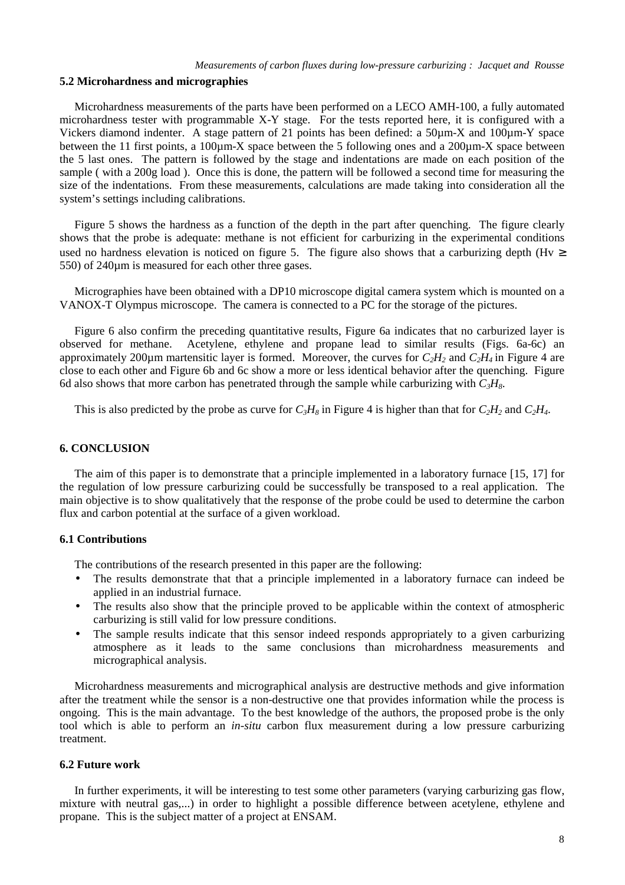### 5.2 Microhardness and micrographies

Microhardness measurements of the parts have been performed on a LECO AMH-100, a fully automated microhardness tester with programmable X-Y stage. For the tests reported here, it is configured with a Vickers diamond indenter. A stage pattern of 21 points has been defined: a 50µm-X and 100µm-Y space between the 11 first points, a 100µm-X space between the 5 following ones and a 200µm-X space between the 5 last ones. The pattern is followed by the stage and indentations are made on each position of the sample ( with a 200g load ). Once this is done, the pattern will be followed a second time for measuring the size of the indentations. From these measurements, calculations are made taking into consideration all the system's settings including calibrations.

Figure 5 shows the hardness as a function of the depth in the part after quenching. The figure clearly shows that the probe is adequate: methane is not efficient for carburizing in the experimental conditions used no hardness elevation is noticed on figure 5. The figure also shows that a carburizing depth (Hv $\geq$ 550) of 240µm is measured for each other three gases.

Micrographies have been obtained with a DP10 microscope digital camera system which is mounted on a VANOX-T Olympus microscope. The camera is connected to a PC for the storage of the pictures.

Figure 6 also confirm the preceding quantitative results, Figure 6a indicates that no carburized layer is observed for methane. Acetylene, ethylene and propane lead to similar results (Figs. 6a-6c) an approximately 200µm martensitic layer is formed. Moreover, the curves for $C_2H_2$ and $C_2H_4$ in Figure 4 are close to each other and Figure 6b and 6c show a more or less identical behavior after the quenching. Figure 6d also shows that more carbon has penetrated through the sample while carburizing with $C_3H_8$.

This is also predicted by the probe as curve for $C_3H_8$ in Figure 4 is higher than that for $C_2H_2$ and $C_2H_4$.

## 6. CONCLUSION

The aim of this paper is to demonstrate that a principle implemented in a laboratory furnace [15, 17] for the regulation of low pressure carburizing could be successfully be transposed to a real application. The main objective is to show qualitatively that the response of the probe could be used to determine the carbon flux and carbon potential at the surface of a given workload.

### 6.1 Contributions

The contributions of the research presented in this paper are the following:

- The results demonstrate that that a principle implemented in a laboratory furnace can indeed be applied in an industrial furnace.
- The results also show that the principle proved to be applicable within the context of atmospheric carburizing is still valid for low pressure conditions.
- The sample results indicate that this sensor indeed responds appropriately to a given carburizing atmosphere as it leads to the same conclusions than microhardness measurements and micrographical analysis.

Microhardness measurements and micrographical analysis are destructive methods and give information after the treatment while the sensor is a non-destructive one that provides information while the process is ongoing. This is the main advantage. To the best knowledge of the authors, the proposed probe is the only tool which is able to perform an *in-situ* carbon flux measurement during a low pressure carburizing treatment.

### 6.2 Future work

In further experiments, it will be interesting to test some other parameters (varying carburizing gas flow, mixture with neutral gas,...) in order to highlight a possible difference between acetylene, ethylene and propane. This is the subject matter of a project at ENSAM.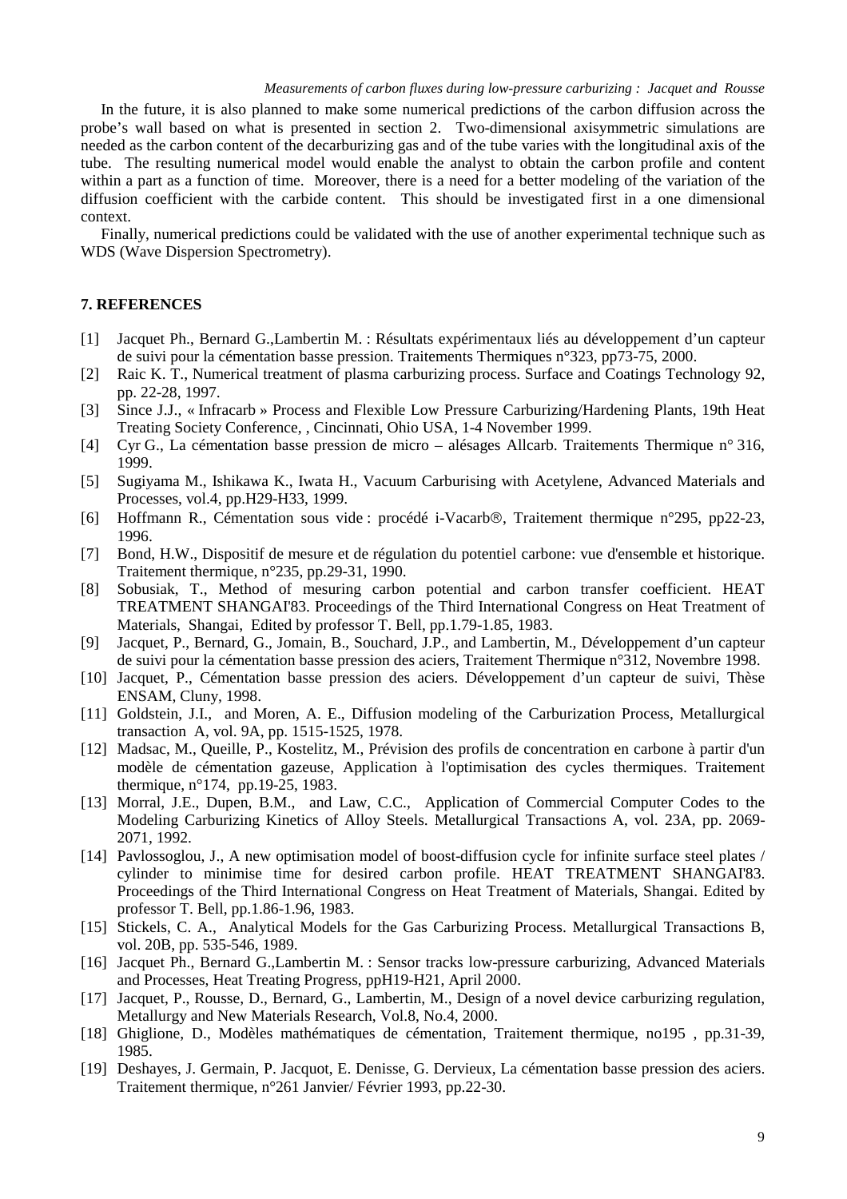In the future, it is also planned to make some numerical predictions of the carbon diffusion across the probe's wall based on what is presented in section 2. Two-dimensional axisymmetric simulations are needed as the carbon content of the decarburizing gas and of the tube varies with the longitudinal axis of the tube. The resulting numerical model would enable the analyst to obtain the carbon profile and content within a part as a function of time. Moreover, there is a need for a better modeling of the variation of the diffusion coefficient with the carbide content. This should be investigated first in a one dimensional context.

Finally, numerical predictions could be validated with the use of another experimental technique such as WDS (Wave Dispersion Spectrometry).

## 7. REFERENCES

[1] Jacquet Ph., Bernard G.,Lambertin M. : Résultats expérimentaux liés au développement d'un capteur de suivi pour la cémentation basse pression. Traitements Thermiques n°323, pp73-75, 2000.

[2] Raic K. T., Numerical treatment of plasma carburizing process. Surface and Coatings Technology 92, pp. 22-28, 1997.

[3] Since J.J., « Infracarb » Process and Flexible Low Pressure Carburizing/Hardening Plants, 19th Heat Treating Society Conference, , Cincinnati, Ohio USA, 1-4 November 1999.

[4] Cyr G., La cémentation basse pression de micro – alésages Allcarb. Traitements Thermique n° 316, 1999.

[5] Sugiyama M., Ishikawa K., Iwata H., Vacuum Carburising with Acetylene, Advanced Materials and Processes, vol.4, pp.H29-H33, 1999.

[6] Hoffmann R., Cémentation sous vide : procédé i-Vacarb®, Traitement thermique n°295, pp22-23, 1996.

[7] Bond, H.W., Dispositif de mesure et de régulation du potentiel carbone: vue d'ensemble et historique. Traitement thermique, n°235, pp.29-31, 1990.

[8] Sobusiak, T., Method of mesuring carbon potential and carbon transfer coefficient. HEAT TREATMENT SHANGAI'83. Proceedings of the Third International Congress on Heat Treatment of Materials, Shangai, Edited by professor T. Bell, pp.1.79-1.85, 1983.

[9] Jacquet, P., Bernard, G., Jomain, B., Souchard, J.P., and Lambertin, M., Développement d'un capteur de suivi pour la cémentation basse pression des aciers, Traitement Thermique n°312, Novembre 1998.

[10] Jacquet, P., Cémentation basse pression des aciers. Développement d'un capteur de suivi, Thèse ENSAM, Cluny, 1998.

[11] Goldstein, J.I., and Moren, A. E., Diffusion modeling of the Carburization Process, Metallurgical transaction A, vol. 9A, pp. 1515-1525, 1978.

[12] Madsac, M., Queille, P., Kostelitz, M., Prévision des profils de concentration en carbone à partir d'un modèle de cémentation gazeuse, Application à l'optimisation des cycles thermiques. Traitement thermique, n°174, pp.19-25, 1983.

[13] Morral, J.E., Dupen, B.M., and Law, C.C., Application of Commercial Computer Codes to the Modeling Carburizing Kinetics of Alloy Steels. Metallurgical Transactions A, vol. 23A, pp. 2069-2071, 1992.

[14] Pavlossoglou, J., A new optimisation model of boost-diffusion cycle for infinite surface steel plates / cylinder to minimise time for desired carbon profile. HEAT TREATMENT SHANGAI'83. Proceedings of the Third International Congress on Heat Treatment of Materials, Shangai. Edited by professor T. Bell, pp.1.86-1.96, 1983.

[15] Stickels, C. A., Analytical Models for the Gas Carburizing Process. Metallurgical Transactions B, vol. 20B, pp. 535-546, 1989.

[16] Jacquet Ph., Bernard G.,Lambertin M. : Sensor tracks low-pressure carburizing, Advanced Materials and Processes, Heat Treating Progress, ppH19-H21, April 2000.

[17] Jacquet, P., Rousse, D., Bernard, G., Lambertin, M., Design of a novel device carburizing regulation, Metallurgy and New Materials Research, Vol.8, No.4, 2000.

[18] Ghiglione, D., Modèles mathématiques de cémentation, Traitement thermique, no195 , pp.31-39, 1985.

[19] Deshayes, J. Germain, P. Jacquot, E. Denisse, G. Dervieux, La cémentation basse pression des aciers. Traitement thermique, n°261 Janvier/ Février 1993, pp.22-30.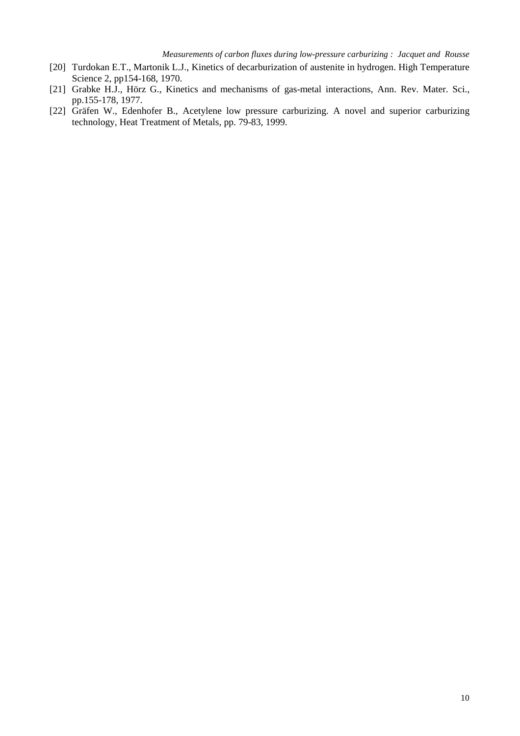[20] Turdokan E.T., Martonik L.J., Kinetics of decarburization of austenite in hydrogen. High Temperature Science 2, pp154-168, 1970.

[21] Grabke H.J., Hörz G., Kinetics and mechanisms of gas-metal interactions, Ann. Rev. Mater. Sci., pp.155-178, 1977.

[22] Gräfen W., Edenhofer B., Acetylene low pressure carburizing. A novel and superior carburizing technology, Heat Treatment of Metals, pp. 79-83, 1999.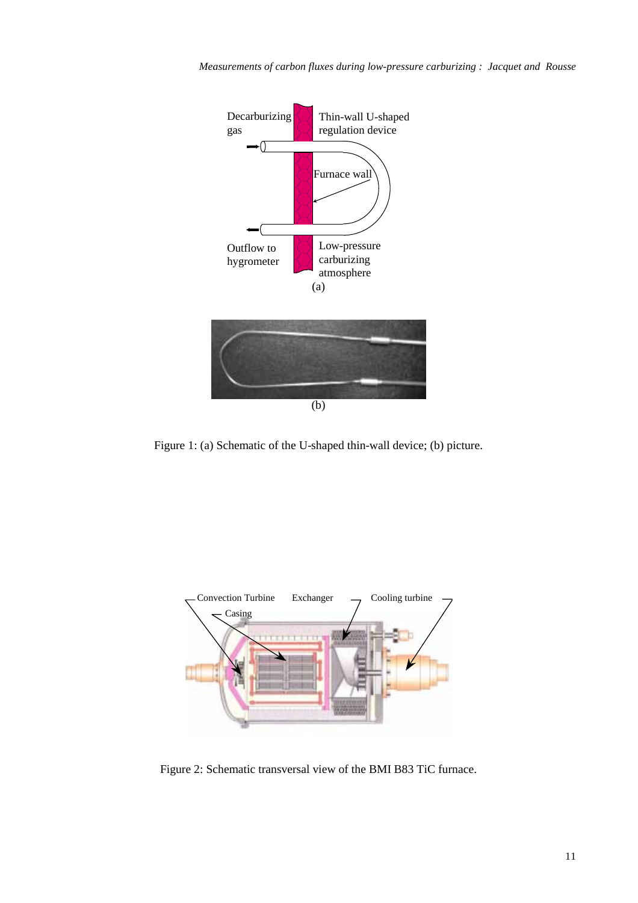Figure 1: (a) Schematic of the U-shaped thin-wall device; (b) picture.

Figure 2: Schematic transversal view of the BMI B83 TiC furnace.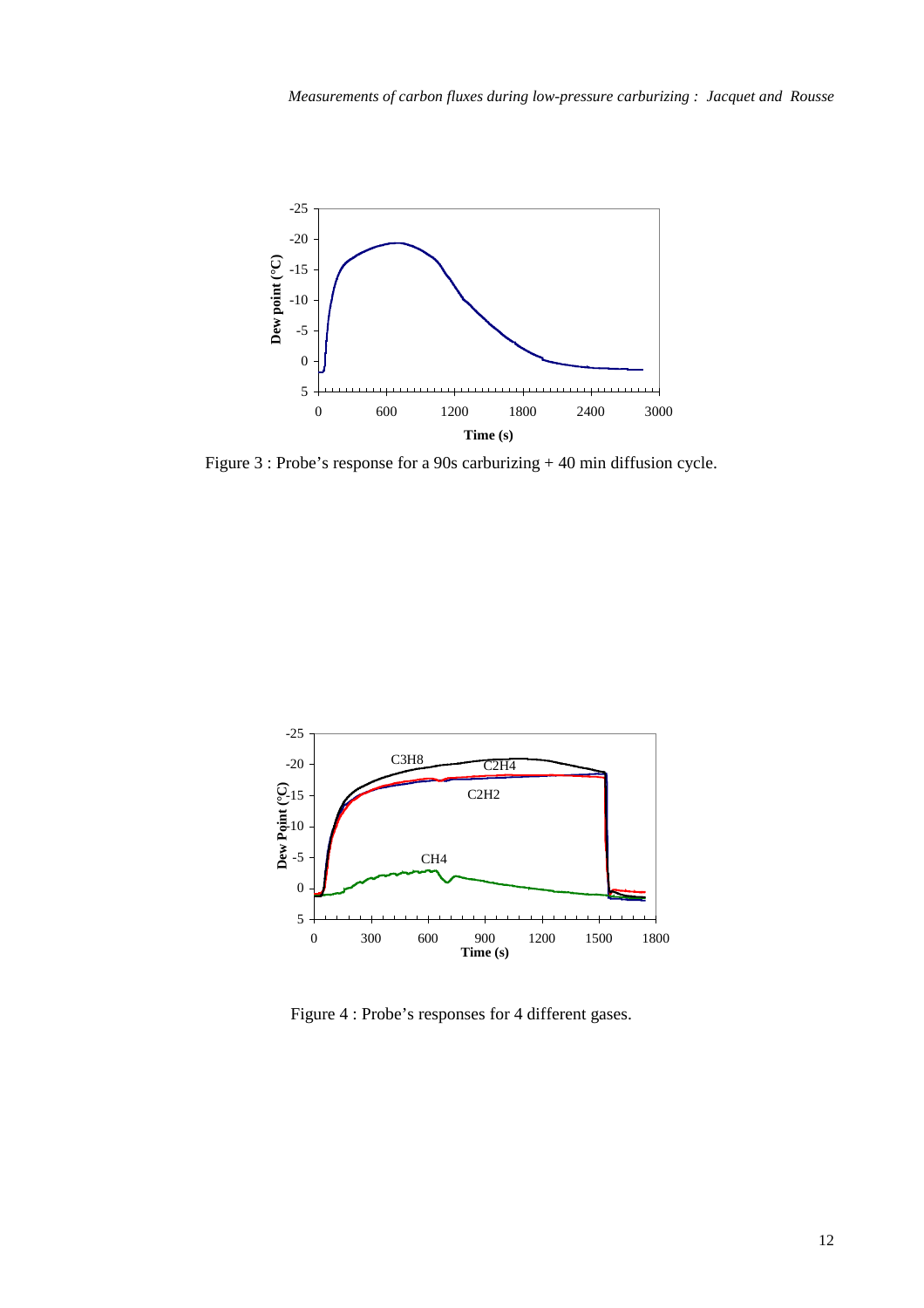Figure 3 : Probe's response for a 90s carburizing + 40 min diffusion cycle.

Figure 4 : Probe's responses for 4 different gases.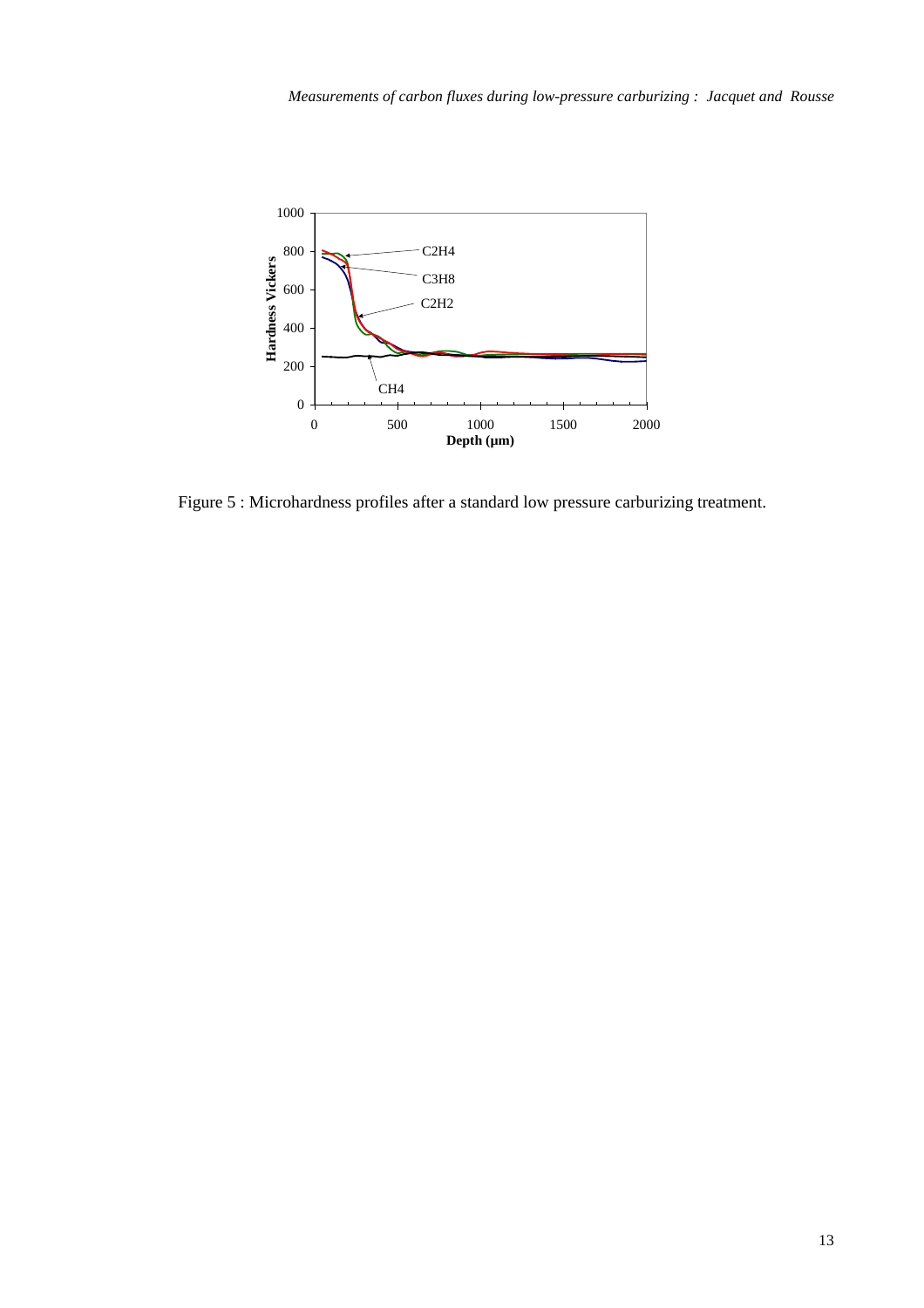Figure 5 : Microhardness profiles after a standard low pressure carburizing treatment.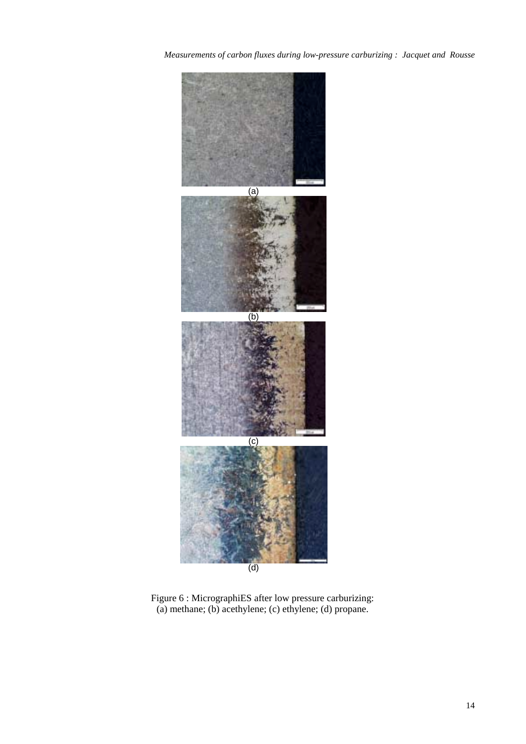(a)

(b)

(c)

(d)

Figure 6 : MicrographiES after low pressure carburizing:
(a) methane; (b) acethylene; (c) ethylene; (d) propane.